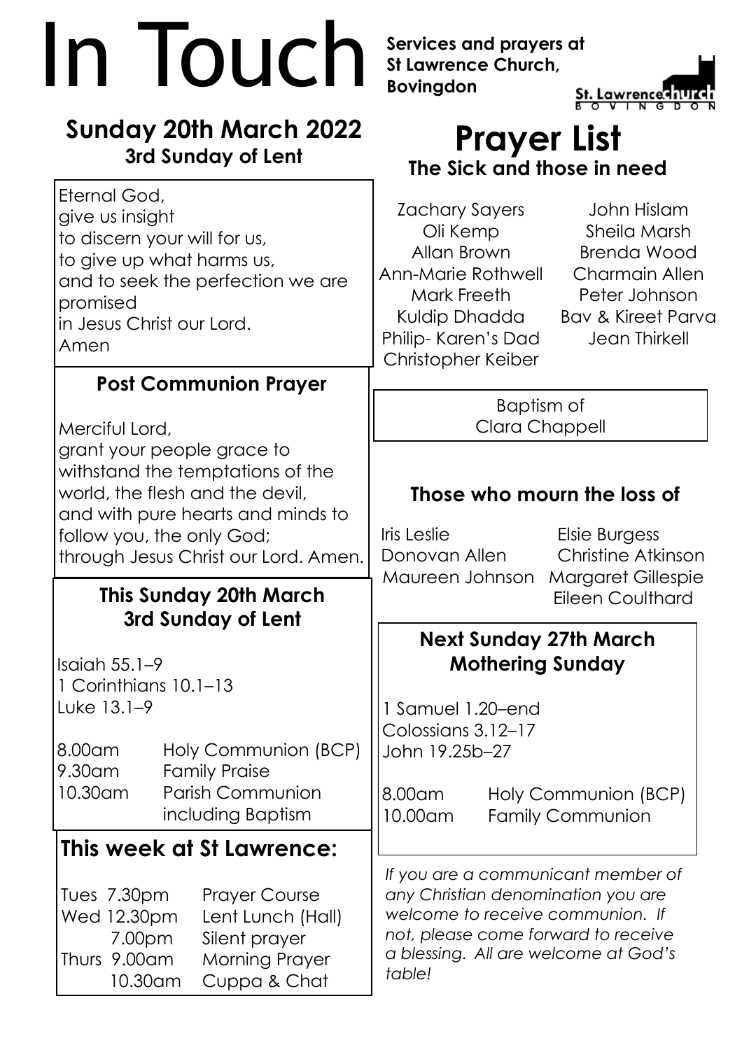# In Touch

**Services and prayers at St Lawrence Church, Bovingdon**

St. Lawrence church BOVINGDON

## Sunday 20th March 2022
### 3rd Sunday of Lent

Eternal God,
give us insight
to discern your will for us,
to give up what harms us,
and to seek the perfection we are promised
in Jesus Christ our Lord.
Amen

### Post Communion Prayer

Merciful Lord,
grant your people grace to withstand the temptations of the world, the flesh and the devil, and with pure hearts and minds to follow you, the only God;
through Jesus Christ our Lord. Amen.

### This Sunday 20th March
### 3rd Sunday of Lent

Isaiah 55.1–9
1 Corinthians 10.1–13
Luke 13.1–9

| | |
|---|---|
| 8.00am | Holy Communion (BCP) |
| 9.30am | Family Praise |
| 10.30am | Parish Communion including Baptism |

## This week at St Lawrence:

| | | |
|---|---|---|
| Tues | 7.30pm | Prayer Course |
| Wed | 12.30pm | Lent Lunch (Hall) |
| | 7.00pm | Silent prayer |
| Thurs | 9.00am | Morning Prayer |
| | 10.30am | Cuppa & Chat |

# Prayer List
### The Sick and those in need

Zachary Sayers
Oli Kemp
Allan Brown
Ann-Marie Rothwell
Mark Freeth
Kuldip Dhadda
Philip- Karen's Dad
Christopher Keiber
John Hislam
Sheila Marsh
Brenda Wood
Charmain Allen
Peter Johnson
Bav & Kireet Parva
Jean Thirkell

Baptism of
Clara Chappell

### Those who mourn the loss of

Iris Leslie
Donovan Allen
Maureen Johnson
Elsie Burgess
Christine Atkinson
Margaret Gillespie
Eileen Coulthard

### Next Sunday 27th March
### Mothering Sunday

1 Samuel 1.20–end
Colossians 3.12–17
John 19.25b–27

| | |
|---|---|
| 8.00am | Holy Communion (BCP) |
| 10.00am | Family Communion |

*If you are a communicant member of any Christian denomination you are welcome to receive communion. If not, please come forward to receive a blessing. All are welcome at God's table!*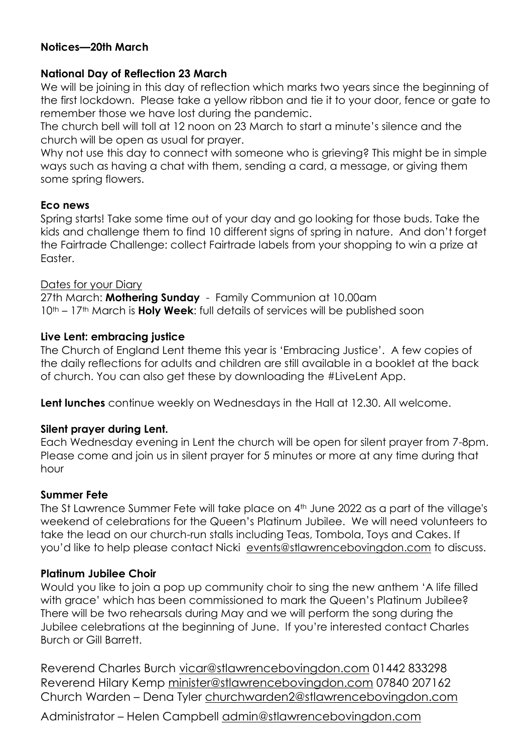**Notices—20th March**

**National Day of Reflection 23 March**

We will be joining in this day of reflection which marks two years since the beginning of the first lockdown. Please take a yellow ribbon and tie it to your door, fence or gate to remember those we have lost during the pandemic.

The church bell will toll at 12 noon on 23 March to start a minute's silence and the church will be open as usual for prayer.

Why not use this day to connect with someone who is grieving? This might be in simple ways such as having a chat with them, sending a card, a message, or giving them some spring flowers.

**Eco news**

Spring starts! Take some time out of your day and go looking for those buds. Take the kids and challenge them to find 10 different signs of spring in nature. And don't forget the Fairtrade Challenge: collect Fairtrade labels from your shopping to win a prize at Easter.

Dates for your Diary

27th March: **Mothering Sunday** - Family Communion at 10.00am

10th – 17th March is **Holy Week**: full details of services will be published soon

**Live Lent: embracing justice**

The Church of England Lent theme this year is 'Embracing Justice'. A few copies of the daily reflections for adults and children are still available in a booklet at the back of church. You can also get these by downloading the #LiveLent App.

**Lent lunches** continue weekly on Wednesdays in the Hall at 12.30. All welcome.

**Silent prayer during Lent.**

Each Wednesday evening in Lent the church will be open for silent prayer from 7-8pm. Please come and join us in silent prayer for 5 minutes or more at any time during that hour

**Summer Fete**

The St Lawrence Summer Fete will take place on 4th June 2022 as a part of the village's weekend of celebrations for the Queen's Platinum Jubilee. We will need volunteers to take the lead on our church-run stalls including Teas, Tombola, Toys and Cakes. If you'd like to help please contact Nicki events@stlawrencebovingdon.com to discuss.

**Platinum Jubilee Choir**

Would you like to join a pop up community choir to sing the new anthem 'A life filled with grace' which has been commissioned to mark the Queen's Platinum Jubilee? There will be two rehearsals during May and we will perform the song during the Jubilee celebrations at the beginning of June. If you're interested contact Charles Burch or Gill Barrett.

Reverend Charles Burch vicar@stlawrencebovingdon.com 01442 833298
Reverend Hilary Kemp minister@stlawrencebovingdon.com 07840 207162
Church Warden – Dena Tyler churchwarden2@stlawrencebovingdon.com

Administrator – Helen Campbell admin@stlawrencebovingdon.com